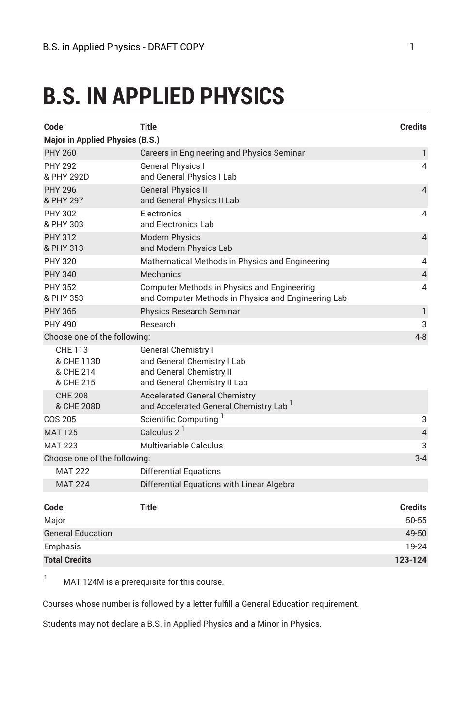# B.S. IN APPLIED PHYSICS

| Code | Title | Credits |
| --- | --- | --- |
| **Major in Applied Physics (B.S.)** | | |
| PHY 260 | Careers in Engineering and Physics Seminar | 1 |
| PHY 292 & PHY 292D | General Physics I and General Physics I Lab | 4 |
| PHY 296 & PHY 297 | General Physics II and General Physics II Lab | 4 |
| PHY 302 & PHY 303 | Electronics and Electronics Lab | 4 |
| PHY 312 & PHY 313 | Modern Physics and Modern Physics Lab | 4 |
| PHY 320 | Mathematical Methods in Physics and Engineering | 4 |
| PHY 340 | Mechanics | 4 |
| PHY 352 & PHY 353 | Computer Methods in Physics and Engineering and Computer Methods in Physics and Engineering Lab | 4 |
| PHY 365 | Physics Research Seminar | 1 |
| PHY 490 | Research | 3 |
| Choose one of the following: | | 4-8 |
| CHE 113 & CHE 113D & CHE 214 & CHE 215 | General Chemistry I and General Chemistry I Lab and General Chemistry II and General Chemistry II Lab | |
| CHE 208 & CHE 208D | Accelerated General Chemistry and Accelerated General Chemistry Lab [1] | |
| COS 205 | Scientific Computing [1] | 3 |
| MAT 125 | Calculus 2 [1] | 4 |
| MAT 223 | Multivariable Calculus | 3 |
| Choose one of the following: | | 3-4 |
| MAT 222 | Differential Equations | |
| MAT 224 | Differential Equations with Linear Algebra | |

| Code | Title | Credits |
| --- | --- | --- |
| Major | | 50-55 |
| General Education | | 49-50 |
| Emphasis | | 19-24 |
| **Total Credits** | | **123-124** |

[1] MAT 124M is a prerequisite for this course.

Courses whose number is followed by a letter fulfill a General Education requirement.

Students may not declare a B.S. in Applied Physics and a Minor in Physics.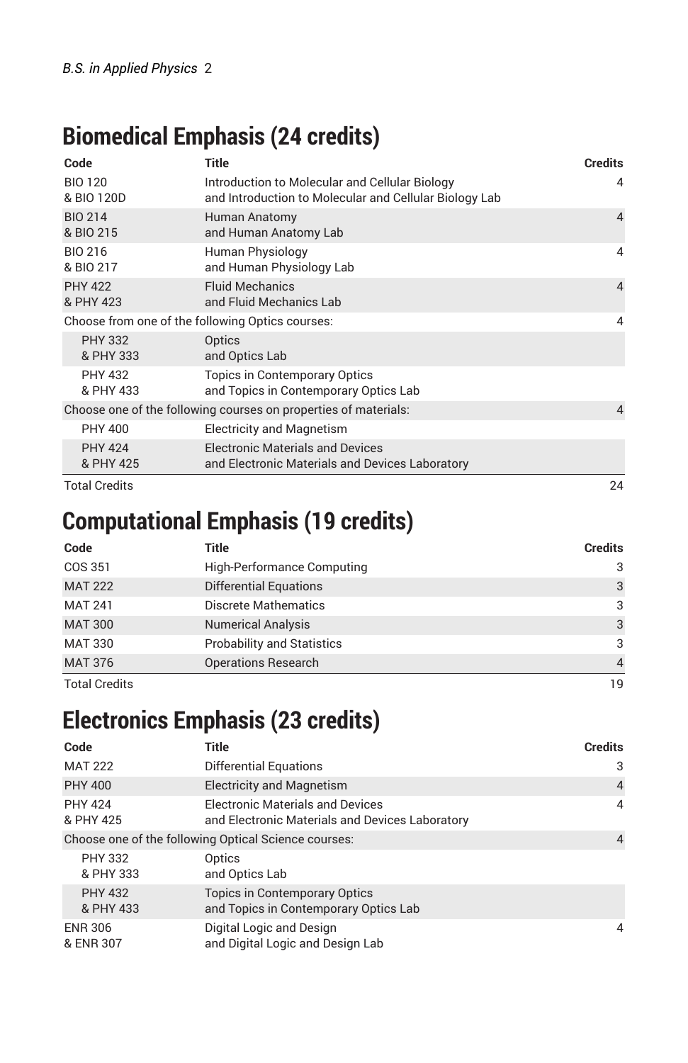## Biomedical Emphasis (24 credits)

| Code | Title | Credits |
|---|---|---|
| BIO 120 & BIO 120D | Introduction to Molecular and Cellular Biology and Introduction to Molecular and Cellular Biology Lab | 4 |
| BIO 214 & BIO 215 | Human Anatomy and Human Anatomy Lab | 4 |
| BIO 216 & BIO 217 | Human Physiology and Human Physiology Lab | 4 |
| PHY 422 & PHY 423 | Fluid Mechanics and Fluid Mechanics Lab | 4 |
| Choose from one of the following Optics courses: | | 4 |
| PHY 332 & PHY 333 | Optics and Optics Lab | |
| PHY 432 & PHY 433 | Topics in Contemporary Optics and Topics in Contemporary Optics Lab | |
| Choose one of the following courses on properties of materials: | | 4 |
| PHY 400 | Electricity and Magnetism | |
| PHY 424 & PHY 425 | Electronic Materials and Devices and Electronic Materials and Devices Laboratory | |
| Total Credits | | 24 |

## Computational Emphasis (19 credits)

| Code | Title | Credits |
|---|---|---|
| COS 351 | High-Performance Computing | 3 |
| MAT 222 | Differential Equations | 3 |
| MAT 241 | Discrete Mathematics | 3 |
| MAT 300 | Numerical Analysis | 3 |
| MAT 330 | Probability and Statistics | 3 |
| MAT 376 | Operations Research | 4 |
| Total Credits | | 19 |

## Electronics Emphasis (23 credits)

| Code | Title | Credits |
|---|---|---|
| MAT 222 | Differential Equations | 3 |
| PHY 400 | Electricity and Magnetism | 4 |
| PHY 424 & PHY 425 | Electronic Materials and Devices and Electronic Materials and Devices Laboratory | 4 |
| Choose one of the following Optical Science courses: | | 4 |
| PHY 332 & PHY 333 | Optics and Optics Lab | |
| PHY 432 & PHY 433 | Topics in Contemporary Optics and Topics in Contemporary Optics Lab | |
| ENR 306 & ENR 307 | Digital Logic and Design and Digital Logic and Design Lab | 4 |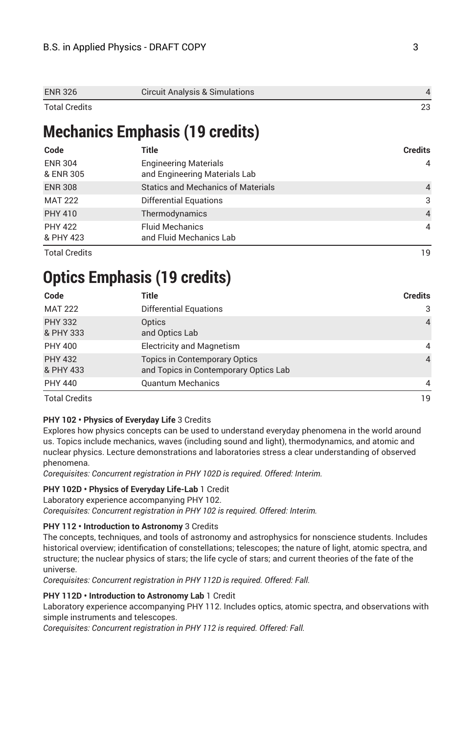| Code | Title | Credits |
|---|---|---|
| ENR 326 | Circuit Analysis & Simulations | 4 |
| Total Credits | | 23 |

## Mechanics Emphasis (19 credits)

| Code | Title | Credits |
|---|---|---|
| ENR 304 & ENR 305 | Engineering Materials and Engineering Materials Lab | 4 |
| ENR 308 | Statics and Mechanics of Materials | 4 |
| MAT 222 | Differential Equations | 3 |
| PHY 410 | Thermodynamics | 4 |
| PHY 422 & PHY 423 | Fluid Mechanics and Fluid Mechanics Lab | 4 |
| Total Credits | | 19 |

## Optics Emphasis (19 credits)

| Code | Title | Credits |
|---|---|---|
| MAT 222 | Differential Equations | 3 |
| PHY 332 & PHY 333 | Optics and Optics Lab | 4 |
| PHY 400 | Electricity and Magnetism | 4 |
| PHY 432 & PHY 433 | Topics in Contemporary Optics and Topics in Contemporary Optics Lab | 4 |
| PHY 440 | Quantum Mechanics | 4 |
| Total Credits | | 19 |

**PHY 102 • Physics of Everyday Life** 3 Credits
Explores how physics concepts can be used to understand everyday phenomena in the world around us. Topics include mechanics, waves (including sound and light), thermodynamics, and atomic and nuclear physics. Lecture demonstrations and laboratories stress a clear understanding of observed phenomena.
*Corequisites: Concurrent registration in PHY 102D is required. Offered: Interim.*

**PHY 102D • Physics of Everyday Life-Lab** 1 Credit
Laboratory experience accompanying PHY 102.
*Corequisites: Concurrent registration in PHY 102 is required. Offered: Interim.*

**PHY 112 • Introduction to Astronomy** 3 Credits
The concepts, techniques, and tools of astronomy and astrophysics for nonscience students. Includes historical overview; identification of constellations; telescopes; the nature of light, atomic spectra, and structure; the nuclear physics of stars; the life cycle of stars; and current theories of the fate of the universe.
*Corequisites: Concurrent registration in PHY 112D is required. Offered: Fall.*

**PHY 112D • Introduction to Astronomy Lab** 1 Credit
Laboratory experience accompanying PHY 112. Includes optics, atomic spectra, and observations with simple instruments and telescopes.
*Corequisites: Concurrent registration in PHY 112 is required. Offered: Fall.*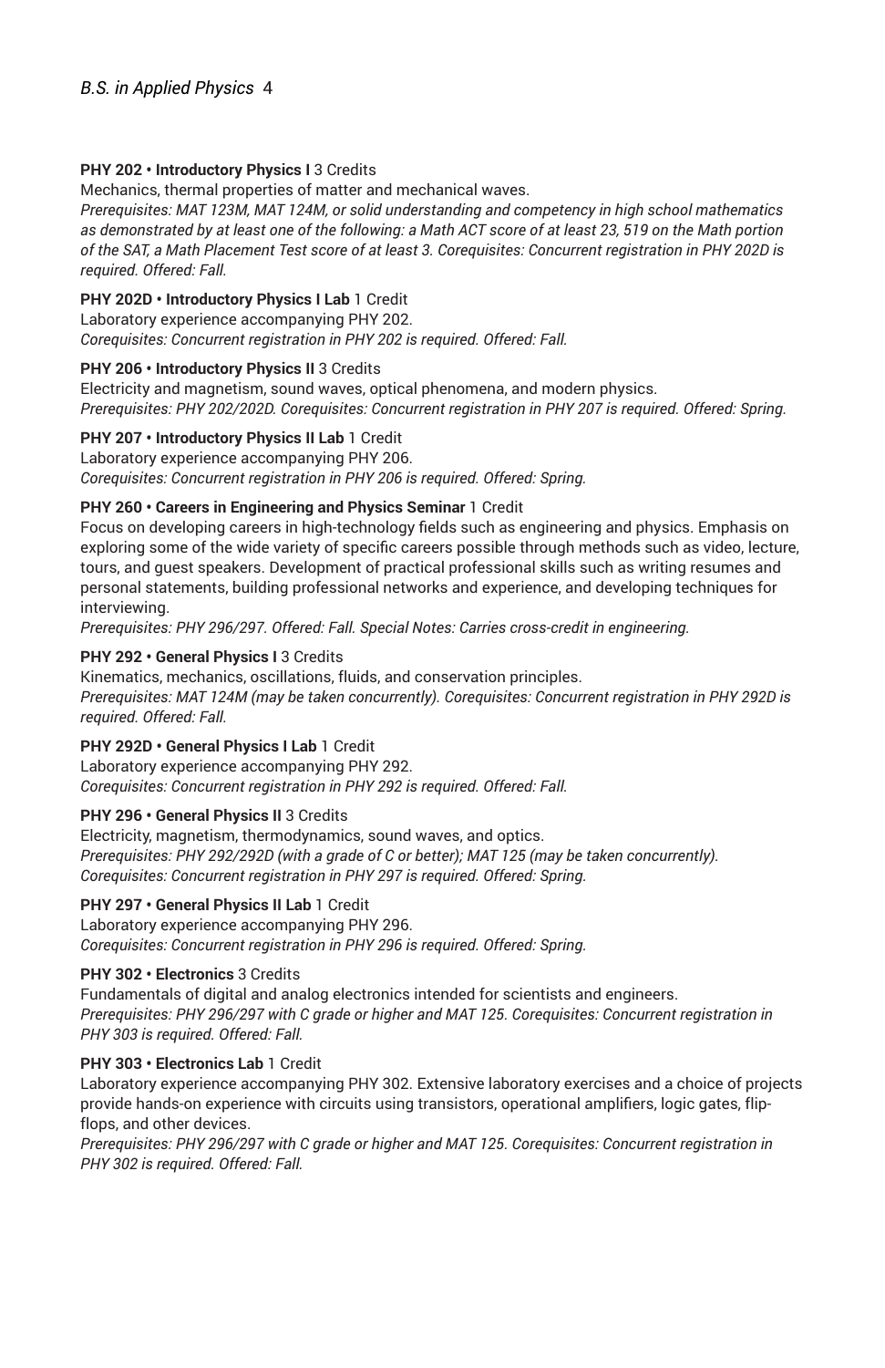**PHY 202 • Introductory Physics I** 3 Credits
Mechanics, thermal properties of matter and mechanical waves.
*Prerequisites: MAT 123M, MAT 124M, or solid understanding and competency in high school mathematics as demonstrated by at least one of the following: a Math ACT score of at least 23, 519 on the Math portion of the SAT, a Math Placement Test score of at least 3. Corequisites: Concurrent registration in PHY 202D is required. Offered: Fall.*

**PHY 202D • Introductory Physics I Lab** 1 Credit
Laboratory experience accompanying PHY 202.
*Corequisites: Concurrent registration in PHY 202 is required. Offered: Fall.*

**PHY 206 • Introductory Physics II** 3 Credits
Electricity and magnetism, sound waves, optical phenomena, and modern physics.
*Prerequisites: PHY 202/202D. Corequisites: Concurrent registration in PHY 207 is required. Offered: Spring.*

**PHY 207 • Introductory Physics II Lab** 1 Credit
Laboratory experience accompanying PHY 206.
*Corequisites: Concurrent registration in PHY 206 is required. Offered: Spring.*

**PHY 260 • Careers in Engineering and Physics Seminar** 1 Credit
Focus on developing careers in high-technology fields such as engineering and physics. Emphasis on exploring some of the wide variety of specific careers possible through methods such as video, lecture, tours, and guest speakers. Development of practical professional skills such as writing resumes and personal statements, building professional networks and experience, and developing techniques for interviewing.
*Prerequisites: PHY 296/297. Offered: Fall. Special Notes: Carries cross-credit in engineering.*

**PHY 292 • General Physics I** 3 Credits
Kinematics, mechanics, oscillations, fluids, and conservation principles.
*Prerequisites: MAT 124M (may be taken concurrently). Corequisites: Concurrent registration in PHY 292D is required. Offered: Fall.*

**PHY 292D • General Physics I Lab** 1 Credit
Laboratory experience accompanying PHY 292.
*Corequisites: Concurrent registration in PHY 292 is required. Offered: Fall.*

**PHY 296 • General Physics II** 3 Credits
Electricity, magnetism, thermodynamics, sound waves, and optics.
*Prerequisites: PHY 292/292D (with a grade of C or better); MAT 125 (may be taken concurrently). Corequisites: Concurrent registration in PHY 297 is required. Offered: Spring.*

**PHY 297 • General Physics II Lab** 1 Credit
Laboratory experience accompanying PHY 296.
*Corequisites: Concurrent registration in PHY 296 is required. Offered: Spring.*

**PHY 302 • Electronics** 3 Credits
Fundamentals of digital and analog electronics intended for scientists and engineers.
*Prerequisites: PHY 296/297 with C grade or higher and MAT 125. Corequisites: Concurrent registration in PHY 303 is required. Offered: Fall.*

**PHY 303 • Electronics Lab** 1 Credit
Laboratory experience accompanying PHY 302. Extensive laboratory exercises and a choice of projects provide hands-on experience with circuits using transistors, operational amplifiers, logic gates, flip-flops, and other devices.
*Prerequisites: PHY 296/297 with C grade or higher and MAT 125. Corequisites: Concurrent registration in PHY 302 is required. Offered: Fall.*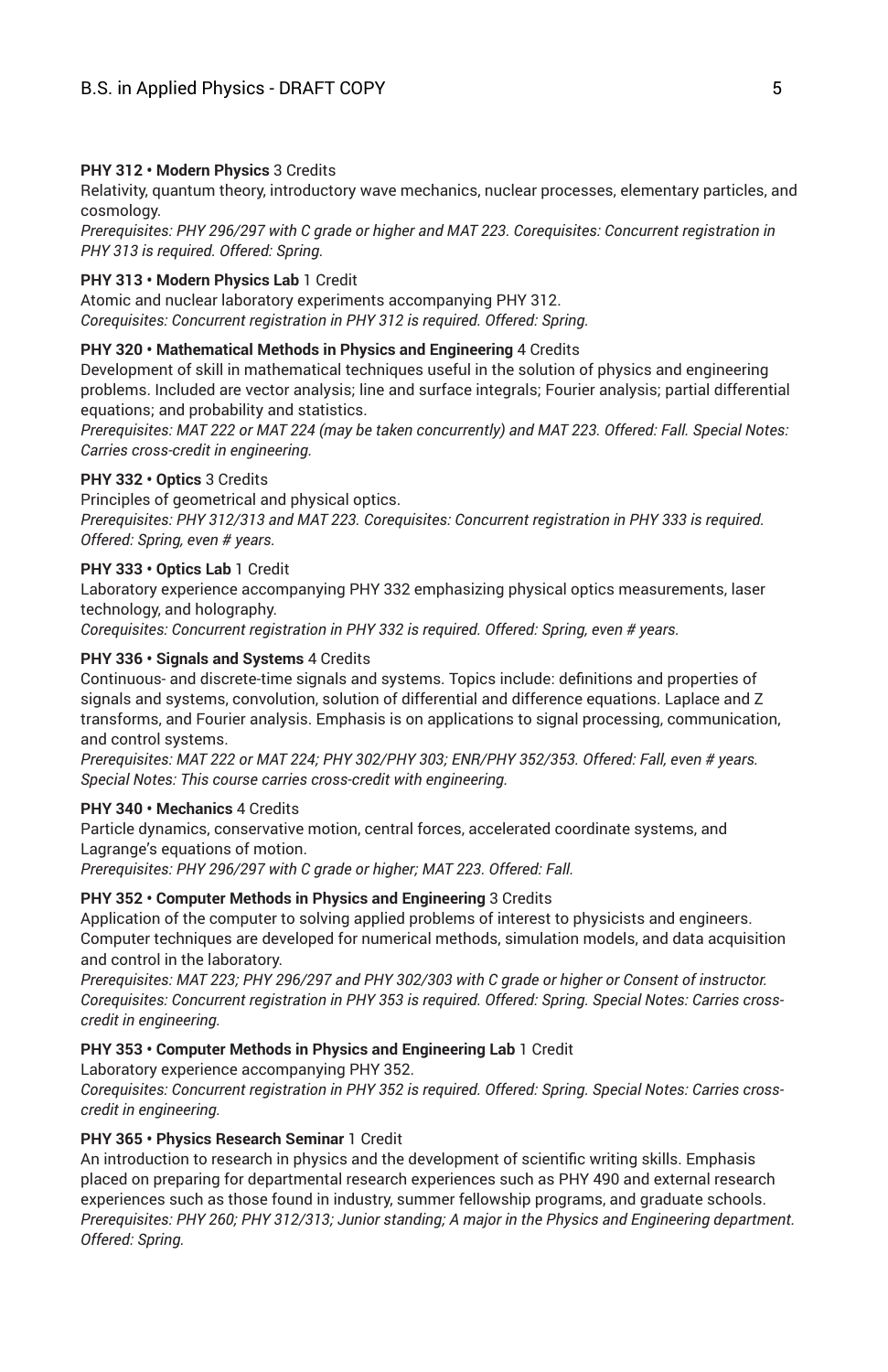**PHY 312 • Modern Physics** 3 Credits

Relativity, quantum theory, introductory wave mechanics, nuclear processes, elementary particles, and cosmology.

*Prerequisites: PHY 296/297 with C grade or higher and MAT 223. Corequisites: Concurrent registration in PHY 313 is required. Offered: Spring.*

**PHY 313 • Modern Physics Lab** 1 Credit

Atomic and nuclear laboratory experiments accompanying PHY 312.

*Corequisites: Concurrent registration in PHY 312 is required. Offered: Spring.*

**PHY 320 • Mathematical Methods in Physics and Engineering** 4 Credits

Development of skill in mathematical techniques useful in the solution of physics and engineering problems. Included are vector analysis; line and surface integrals; Fourier analysis; partial differential equations; and probability and statistics.

*Prerequisites: MAT 222 or MAT 224 (may be taken concurrently) and MAT 223. Offered: Fall. Special Notes: Carries cross-credit in engineering.*

**PHY 332 • Optics** 3 Credits

Principles of geometrical and physical optics.

*Prerequisites: PHY 312/313 and MAT 223. Corequisites: Concurrent registration in PHY 333 is required. Offered: Spring, even # years.*

**PHY 333 • Optics Lab** 1 Credit

Laboratory experience accompanying PHY 332 emphasizing physical optics measurements, laser technology, and holography.

*Corequisites: Concurrent registration in PHY 332 is required. Offered: Spring, even # years.*

**PHY 336 • Signals and Systems** 4 Credits

Continuous- and discrete-time signals and systems. Topics include: definitions and properties of signals and systems, convolution, solution of differential and difference equations. Laplace and Z transforms, and Fourier analysis. Emphasis is on applications to signal processing, communication, and control systems.

*Prerequisites: MAT 222 or MAT 224; PHY 302/PHY 303; ENR/PHY 352/353. Offered: Fall, even # years. Special Notes: This course carries cross-credit with engineering.*

**PHY 340 • Mechanics** 4 Credits

Particle dynamics, conservative motion, central forces, accelerated coordinate systems, and Lagrange's equations of motion.

*Prerequisites: PHY 296/297 with C grade or higher; MAT 223. Offered: Fall.*

**PHY 352 • Computer Methods in Physics and Engineering** 3 Credits

Application of the computer to solving applied problems of interest to physicists and engineers. Computer techniques are developed for numerical methods, simulation models, and data acquisition and control in the laboratory.

*Prerequisites: MAT 223; PHY 296/297 and PHY 302/303 with C grade or higher or Consent of instructor. Corequisites: Concurrent registration in PHY 353 is required. Offered: Spring. Special Notes: Carries cross-credit in engineering.*

**PHY 353 • Computer Methods in Physics and Engineering Lab** 1 Credit

Laboratory experience accompanying PHY 352.

*Corequisites: Concurrent registration in PHY 352 is required. Offered: Spring. Special Notes: Carries cross-credit in engineering.*

**PHY 365 • Physics Research Seminar** 1 Credit

An introduction to research in physics and the development of scientific writing skills. Emphasis placed on preparing for departmental research experiences such as PHY 490 and external research experiences such as those found in industry, summer fellowship programs, and graduate schools.

*Prerequisites: PHY 260; PHY 312/313; Junior standing; A major in the Physics and Engineering department. Offered: Spring.*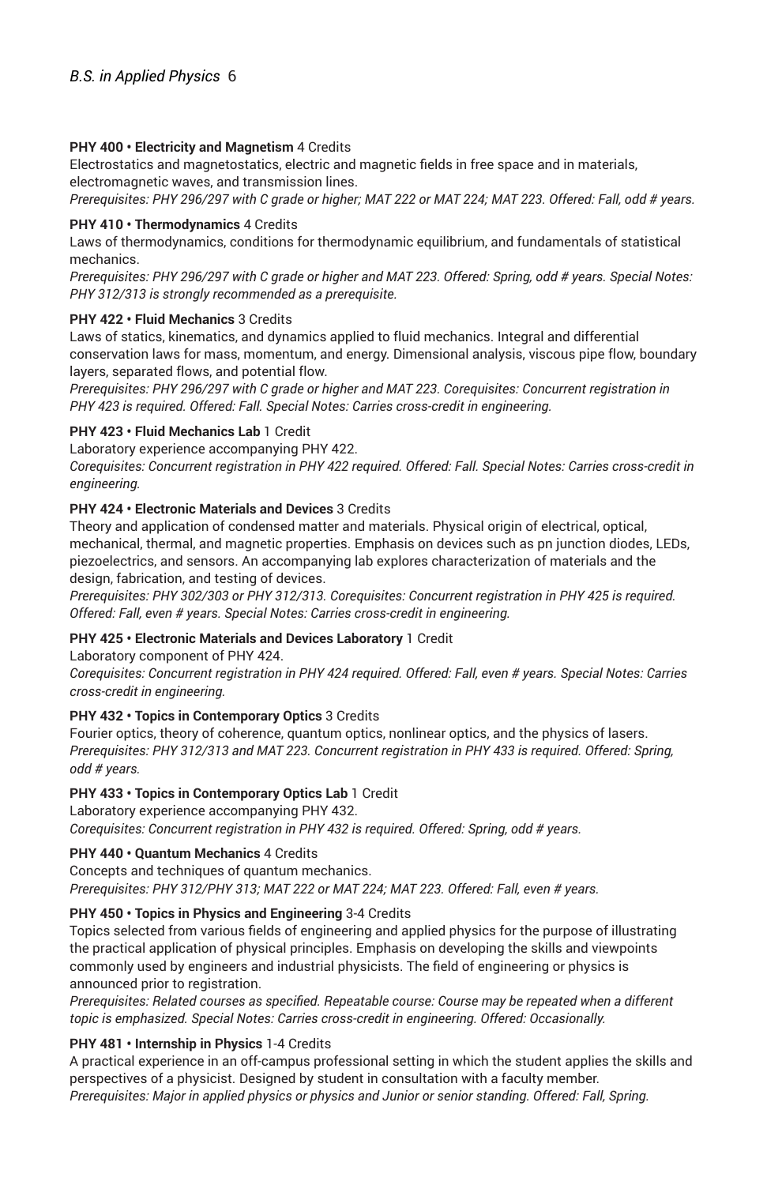**PHY 400 • Electricity and Magnetism** 4 Credits
Electrostatics and magnetostatics, electric and magnetic fields in free space and in materials, electromagnetic waves, and transmission lines.
*Prerequisites: PHY 296/297 with C grade or higher; MAT 222 or MAT 224; MAT 223. Offered: Fall, odd # years.*

**PHY 410 • Thermodynamics** 4 Credits
Laws of thermodynamics, conditions for thermodynamic equilibrium, and fundamentals of statistical mechanics.
*Prerequisites: PHY 296/297 with C grade or higher and MAT 223. Offered: Spring, odd # years. Special Notes: PHY 312/313 is strongly recommended as a prerequisite.*

**PHY 422 • Fluid Mechanics** 3 Credits
Laws of statics, kinematics, and dynamics applied to fluid mechanics. Integral and differential conservation laws for mass, momentum, and energy. Dimensional analysis, viscous pipe flow, boundary layers, separated flows, and potential flow.
*Prerequisites: PHY 296/297 with C grade or higher and MAT 223. Corequisites: Concurrent registration in PHY 423 is required. Offered: Fall. Special Notes: Carries cross-credit in engineering.*

**PHY 423 • Fluid Mechanics Lab** 1 Credit
Laboratory experience accompanying PHY 422.
*Corequisites: Concurrent registration in PHY 422 required. Offered: Fall. Special Notes: Carries cross-credit in engineering.*

**PHY 424 • Electronic Materials and Devices** 3 Credits
Theory and application of condensed matter and materials. Physical origin of electrical, optical, mechanical, thermal, and magnetic properties. Emphasis on devices such as pn junction diodes, LEDs, piezoelectrics, and sensors. An accompanying lab explores characterization of materials and the design, fabrication, and testing of devices.
*Prerequisites: PHY 302/303 or PHY 312/313. Corequisites: Concurrent registration in PHY 425 is required. Offered: Fall, even # years. Special Notes: Carries cross-credit in engineering.*

**PHY 425 • Electronic Materials and Devices Laboratory** 1 Credit
Laboratory component of PHY 424.
*Corequisites: Concurrent registration in PHY 424 required. Offered: Fall, even # years. Special Notes: Carries cross-credit in engineering.*

**PHY 432 • Topics in Contemporary Optics** 3 Credits
Fourier optics, theory of coherence, quantum optics, nonlinear optics, and the physics of lasers.
*Prerequisites: PHY 312/313 and MAT 223. Concurrent registration in PHY 433 is required. Offered: Spring, odd # years.*

**PHY 433 • Topics in Contemporary Optics Lab** 1 Credit
Laboratory experience accompanying PHY 432.
*Corequisites: Concurrent registration in PHY 432 is required. Offered: Spring, odd # years.*

**PHY 440 • Quantum Mechanics** 4 Credits
Concepts and techniques of quantum mechanics.
*Prerequisites: PHY 312/PHY 313; MAT 222 or MAT 224; MAT 223. Offered: Fall, even # years.*

**PHY 450 • Topics in Physics and Engineering** 3-4 Credits
Topics selected from various fields of engineering and applied physics for the purpose of illustrating the practical application of physical principles. Emphasis on developing the skills and viewpoints commonly used by engineers and industrial physicists. The field of engineering or physics is announced prior to registration.
*Prerequisites: Related courses as specified. Repeatable course: Course may be repeated when a different topic is emphasized. Special Notes: Carries cross-credit in engineering. Offered: Occasionally.*

**PHY 481 • Internship in Physics** 1-4 Credits
A practical experience in an off-campus professional setting in which the student applies the skills and perspectives of a physicist. Designed by student in consultation with a faculty member.
*Prerequisites: Major in applied physics or physics and Junior or senior standing. Offered: Fall, Spring.*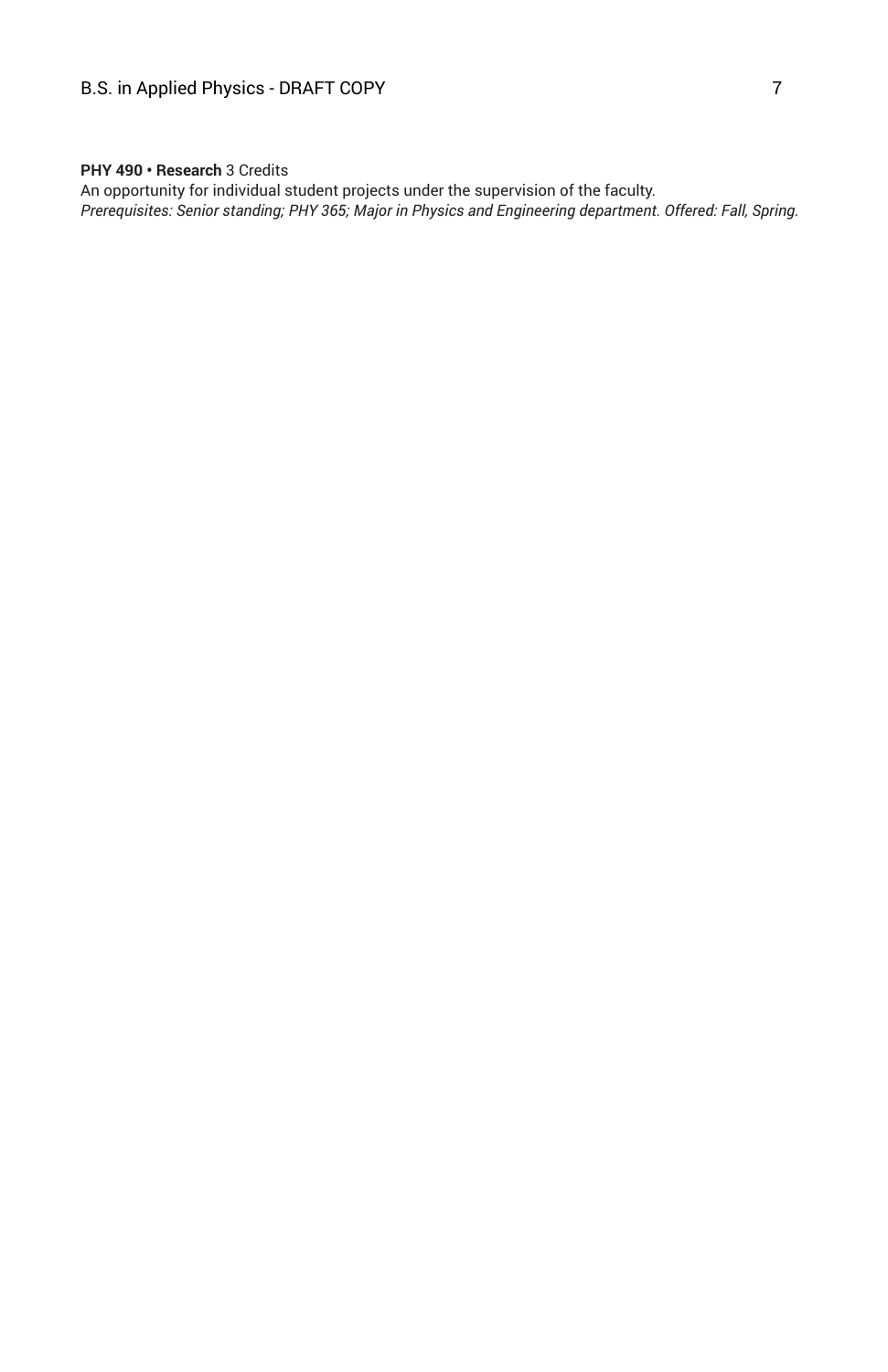**PHY 490 • Research** 3 Credits
An opportunity for individual student projects under the supervision of the faculty.
*Prerequisites: Senior standing; PHY 365; Major in Physics and Engineering department. Offered: Fall, Spring.*